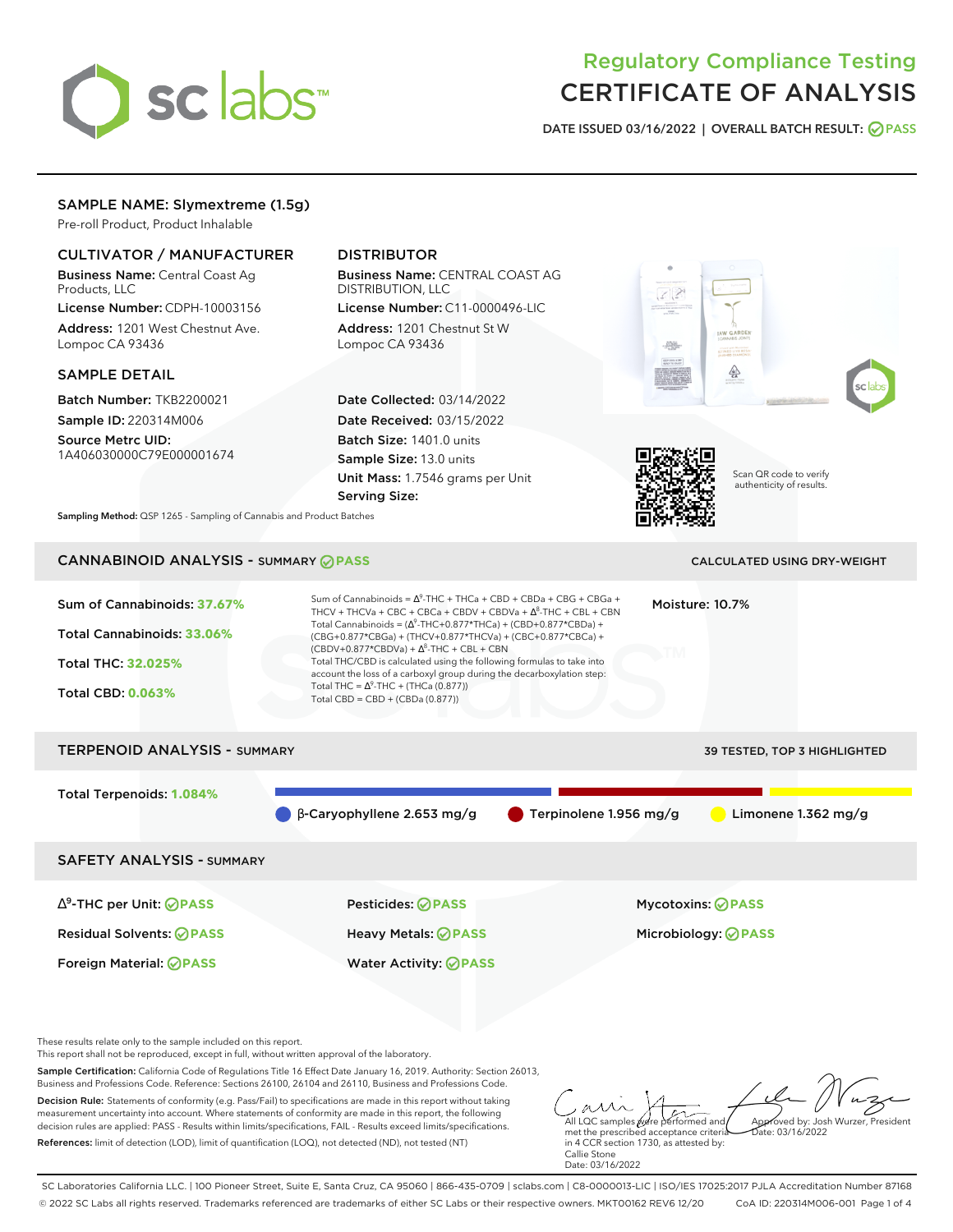# Regulatory Compliance Testing
# CERTIFICATE OF ANALYSIS

DATE ISSUED 03/16/2022 | OVERALL BATCH RESULT: PASS

## SAMPLE NAME: Slymextreme (1.5g)

Pre-roll Product, Product Inhalable

### CULTIVATOR / MANUFACTURER

**Business Name:** Central Coast Ag Products, LLC

**License Number:** CDPH-10003156

**Address:** 1201 West Chestnut Ave. Lompoc CA 93436

### DISTRIBUTOR

**Business Name:** CENTRAL COAST AG DISTRIBUTION, LLC

**License Number:** C11-0000496-LIC

**Address:** 1201 Chestnut St W Lompoc CA 93436

### SAMPLE DETAIL

**Batch Number:** TKB2200021

**Sample ID:** 220314M006

**Source Metrc UID:** 1A406030000C79E000001674

**Date Collected:** 03/14/2022

**Date Received:** 03/15/2022

**Batch Size:** 1401.0 units

**Sample Size:** 13.0 units

**Unit Mass:** 1.7546 grams per Unit

**Serving Size:**

Scan QR code to verify authenticity of results.

**Sampling Method:** QSP 1265 - Sampling of Cannabis and Product Batches

## CANNABINOID ANALYSIS - SUMMARY PASS

CALCULATED USING DRY-WEIGHT

Sum of Cannabinoids: **37.67%**

Total Cannabinoids: **33.06%**

Total THC: **32.025%**

Total CBD: **0.063%**

Sum of Cannabinoids = $\Delta^9$-THC + THCa + CBD + CBDa + CBG + CBGa + THCV + THCVa + CBC + CBCa + CBDV + CBDVa + $\Delta^8$-THC + CBL + CBN

Total Cannabinoids = ($\Delta^9$-THC+0.877*THCa) + (CBD+0.877*CBDa) + (CBG+0.877*CBGa) + (THCV+0.877*THCVa) + (CBC+0.877*CBCa) + (CBDV+0.877*CBDVa) + $\Delta^8$-THC + CBL + CBN

Total THC/CBD is calculated using the following formulas to take into account the loss of a carboxyl group during the decarboxylation step:

Total THC = $\Delta^9$-THC + (THCa (0.877))

Total CBD = CBD + (CBDa (0.877))

Moisture: 10.7%

## TERPENOID ANALYSIS - SUMMARY

39 TESTED, TOP 3 HIGHLIGHTED

Total Terpenoids: **1.084%**

β-Caryophyllene 2.653 mg/g | Terpinolene 1.956 mg/g | Limonene 1.362 mg/g

## SAFETY ANALYSIS - SUMMARY

| | | |
|---|---|---|
| $\Delta^9$-THC per Unit: PASS | Pesticides: PASS | Mycotoxins: PASS |
| Residual Solvents: PASS | Heavy Metals: PASS | Microbiology: PASS |
| Foreign Material: PASS | Water Activity: PASS | |

These results relate only to the sample included on this report.
This report shall not be reproduced, except in full, without written approval of the laboratory.

**Sample Certification:** California Code of Regulations Title 16 Effect Date January 16, 2019. Authority: Section 26013, Business and Professions Code. Reference: Sections 26100, 26104 and 26110, Business and Professions Code.

**Decision Rule:** Statements of conformity (e.g. Pass/Fail) to specifications are made in this report without taking measurement uncertainty into account. Where statements of conformity are made in this report, the following decision rules are applied: PASS - Results within limits/specifications, FAIL - Results exceed limits/specifications.

**References:** limit of detection (LOD), limit of quantification (LOQ), not detected (ND), not tested (NT)

All LQC samples were performed and met the prescribed acceptance criteria in 4 CCR section 1730, as attested by: Callie Stone
Date: 03/16/2022

Approved by: Josh Wurzer, President
Date: 03/16/2022

SC Laboratories California LLC. | 100 Pioneer Street, Suite E, Santa Cruz, CA 95060 | 866-435-0709 | sclabs.com | C8-0000013-LIC | ISO/IES 17025:2017 PJLA Accreditation Number 87168
© 2022 SC Labs all rights reserved. Trademarks referenced are trademarks of either SC Labs or their respective owners. MKT00162 REV6 12/20 CoA ID: 220314M006-001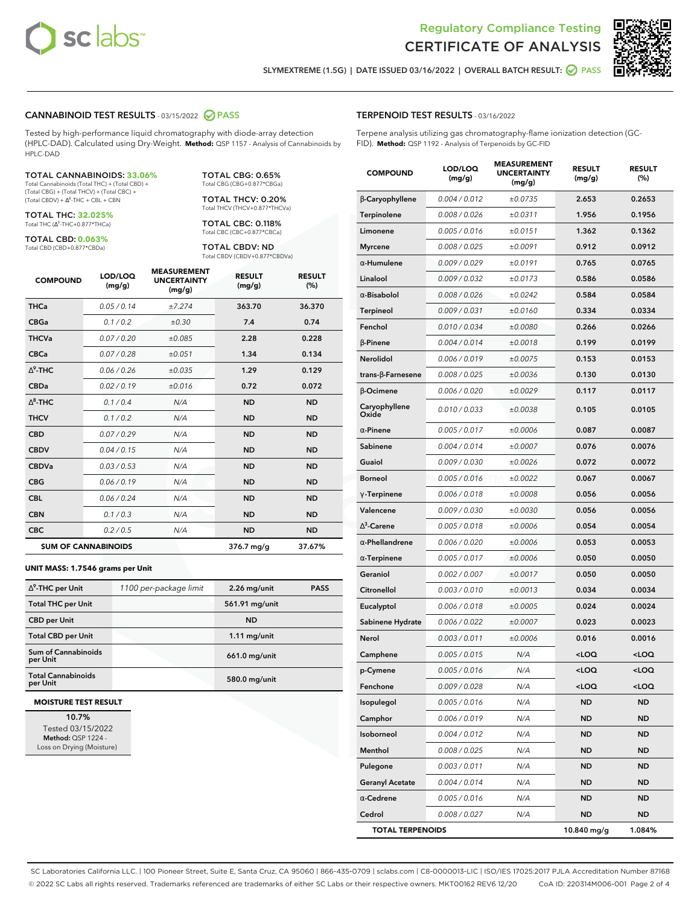# Regulatory Compliance Testing
# CERTIFICATE OF ANALYSIS

SLYMEXTREME (1.5G) | DATE ISSUED 03/16/2022 | OVERALL BATCH RESULT: PASS

## CANNABINOID TEST RESULTS - 03/15/2022 PASS

Tested by high-performance liquid chromatography with diode-array detection (HPLC-DAD). Calculated using Dry-Weight. **Method:** QSP 1157 - Analysis of Cannabinoids by HPLC-DAD

**TOTAL CANNABINOIDS: 33.06%**
Total Cannabinoids (Total THC) + (Total CBD) + (Total CBG) + (Total THCV) + (Total CBC) + (Total CBDV) + $\Delta^8$-THC + CBL + CBN

**TOTAL THC: 32.025%**
Total THC ($\Delta^9$-THC+0.877*THCa)

**TOTAL CBD: 0.063%**
Total CBD (CBD+0.877*CBDa)

**TOTAL CBG: 0.65%**
Total CBG (CBG+0.877*CBGa)

**TOTAL THCV: 0.20%**
Total THCV (THCV+0.877*THCVa)

**TOTAL CBC: 0.118%**
Total CBC (CBC+0.877*CBCa)

**TOTAL CBDV: ND**
Total CBDV (CBDV+0.877*CBDVa)

| COMPOUND | LOD/LOQ (mg/g) | MEASUREMENT UNCERTAINTY (mg/g) | RESULT (mg/g) | RESULT (%) |
|---|---|---|---|---|
| THCa | 0.05 / 0.14 | ±7.274 | 363.70 | 36.370 |
| CBGa | 0.1 / 0.2 | ±0.30 | 7.4 | 0.74 |
| THCVa | 0.07 / 0.20 | ±0.085 | 2.28 | 0.228 |
| CBCa | 0.07 / 0.28 | ±0.051 | 1.34 | 0.134 |
| $\Delta^9$-THC | 0.06 / 0.26 | ±0.035 | 1.29 | 0.129 |
| CBDa | 0.02 / 0.19 | ±0.016 | 0.72 | 0.072 |
| $\Delta^8$-THC | 0.1 / 0.4 | N/A | ND | ND |
| THCV | 0.1 / 0.2 | N/A | ND | ND |
| CBD | 0.07 / 0.29 | N/A | ND | ND |
| CBDV | 0.04 / 0.15 | N/A | ND | ND |
| CBDVa | 0.03 / 0.53 | N/A | ND | ND |
| CBG | 0.06 / 0.19 | N/A | ND | ND |
| CBL | 0.06 / 0.24 | N/A | ND | ND |
| CBN | 0.1 / 0.3 | N/A | ND | ND |
| CBC | 0.2 / 0.5 | N/A | ND | ND |
| **SUM OF CANNABINOIDS** | | | **376.7 mg/g** | **37.67%** |

**UNIT MASS: 1.7546 grams per Unit**

| | | | |
|---|---|---|---|
| $\Delta^9$-THC per Unit | 1100 per-package limit | 2.26 mg/unit | PASS |
| Total THC per Unit | | 561.91 mg/unit | |
| CBD per Unit | | ND | |
| Total CBD per Unit | | 1.11 mg/unit | |
| Sum of Cannabinoids per Unit | | 661.0 mg/unit | |
| Total Cannabinoids per Unit | | 580.0 mg/unit | |

**MOISTURE TEST RESULT**

10.7%
Tested 03/15/2022
**Method:** QSP 1224 - Loss on Drying (Moisture)

## TERPENOID TEST RESULTS - 03/16/2022

Terpene analysis utilizing gas chromatography-flame ionization detection (GC-FID). **Method:** QSP 1192 - Analysis of Terpenoids by GC-FID

| COMPOUND | LOD/LOQ (mg/g) | MEASUREMENT UNCERTAINTY (mg/g) | RESULT (mg/g) | RESULT (%) |
|---|---|---|---|---|
| β-Caryophyllene | 0.004 / 0.012 | ±0.0735 | 2.653 | 0.2653 |
| Terpinolene | 0.008 / 0.026 | ±0.0311 | 1.956 | 0.1956 |
| Limonene | 0.005 / 0.016 | ±0.0151 | 1.362 | 0.1362 |
| Myrcene | 0.008 / 0.025 | ±0.0091 | 0.912 | 0.0912 |
| α-Humulene | 0.009 / 0.029 | ±0.0191 | 0.765 | 0.0765 |
| Linalool | 0.009 / 0.032 | ±0.0173 | 0.586 | 0.0586 |
| α-Bisabolol | 0.008 / 0.026 | ±0.0242 | 0.584 | 0.0584 |
| Terpineol | 0.009 / 0.031 | ±0.0160 | 0.334 | 0.0334 |
| Fenchol | 0.010 / 0.034 | ±0.0080 | 0.266 | 0.0266 |
| β-Pinene | 0.004 / 0.014 | ±0.0018 | 0.199 | 0.0199 |
| Nerolidol | 0.006 / 0.019 | ±0.0075 | 0.153 | 0.0153 |
| trans-β-Farnesene | 0.008 / 0.025 | ±0.0036 | 0.130 | 0.0130 |
| β-Ocimene | 0.006 / 0.020 | ±0.0029 | 0.117 | 0.0117 |
| Caryophyllene Oxide | 0.010 / 0.033 | ±0.0038 | 0.105 | 0.0105 |
| α-Pinene | 0.005 / 0.017 | ±0.0006 | 0.087 | 0.0087 |
| Sabinene | 0.004 / 0.014 | ±0.0007 | 0.076 | 0.0076 |
| Guaiol | 0.009 / 0.030 | ±0.0026 | 0.072 | 0.0072 |
| Borneol | 0.005 / 0.016 | ±0.0022 | 0.067 | 0.0067 |
| γ-Terpinene | 0.006 / 0.018 | ±0.0008 | 0.056 | 0.0056 |
| Valencene | 0.009 / 0.030 | ±0.0030 | 0.056 | 0.0056 |
| $\Delta^3$-Carene | 0.005 / 0.018 | ±0.0006 | 0.054 | 0.0054 |
| α-Phellandrene | 0.006 / 0.020 | ±0.0006 | 0.053 | 0.0053 |
| α-Terpinene | 0.005 / 0.017 | ±0.0006 | 0.050 | 0.0050 |
| Geraniol | 0.002 / 0.007 | ±0.0017 | 0.050 | 0.0050 |
| Citronellol | 0.003 / 0.010 | ±0.0013 | 0.034 | 0.0034 |
| Eucalyptol | 0.006 / 0.018 | ±0.0005 | 0.024 | 0.0024 |
| Sabinene Hydrate | 0.006 / 0.022 | ±0.0007 | 0.023 | 0.0023 |
| Nerol | 0.003 / 0.011 | ±0.0006 | 0.016 | 0.0016 |
| Camphene | 0.005 / 0.015 | N/A | <LOQ | <LOQ |
| p-Cymene | 0.005 / 0.016 | N/A | <LOQ | <LOQ |
| Fenchone | 0.009 / 0.028 | N/A | <LOQ | <LOQ |
| Isopulegol | 0.005 / 0.016 | N/A | ND | ND |
| Camphor | 0.006 / 0.019 | N/A | ND | ND |
| Isoborneol | 0.004 / 0.012 | N/A | ND | ND |
| Menthol | 0.008 / 0.025 | N/A | ND | ND |
| Pulegone | 0.003 / 0.011 | N/A | ND | ND |
| Geranyl Acetate | 0.004 / 0.014 | N/A | ND | ND |
| α-Cedrene | 0.005 / 0.016 | N/A | ND | ND |
| Cedrol | 0.008 / 0.027 | N/A | ND | ND |
| **TOTAL TERPENOIDS** | | | **10.840 mg/g** | **1.084%** |

SC Laboratories California LLC. | 100 Pioneer Street, Suite E, Santa Cruz, CA 95060 | 866-435-0709 | sclabs.com | C8-0000013-LIC | ISO/IES 17025:2017 PJLA Accreditation Number 87168
© 2022 SC Labs all rights reserved. Trademarks referenced are trademarks of either SC Labs or their respective owners. MKT00162 REV6 12/20 CoA ID: 220314M006-001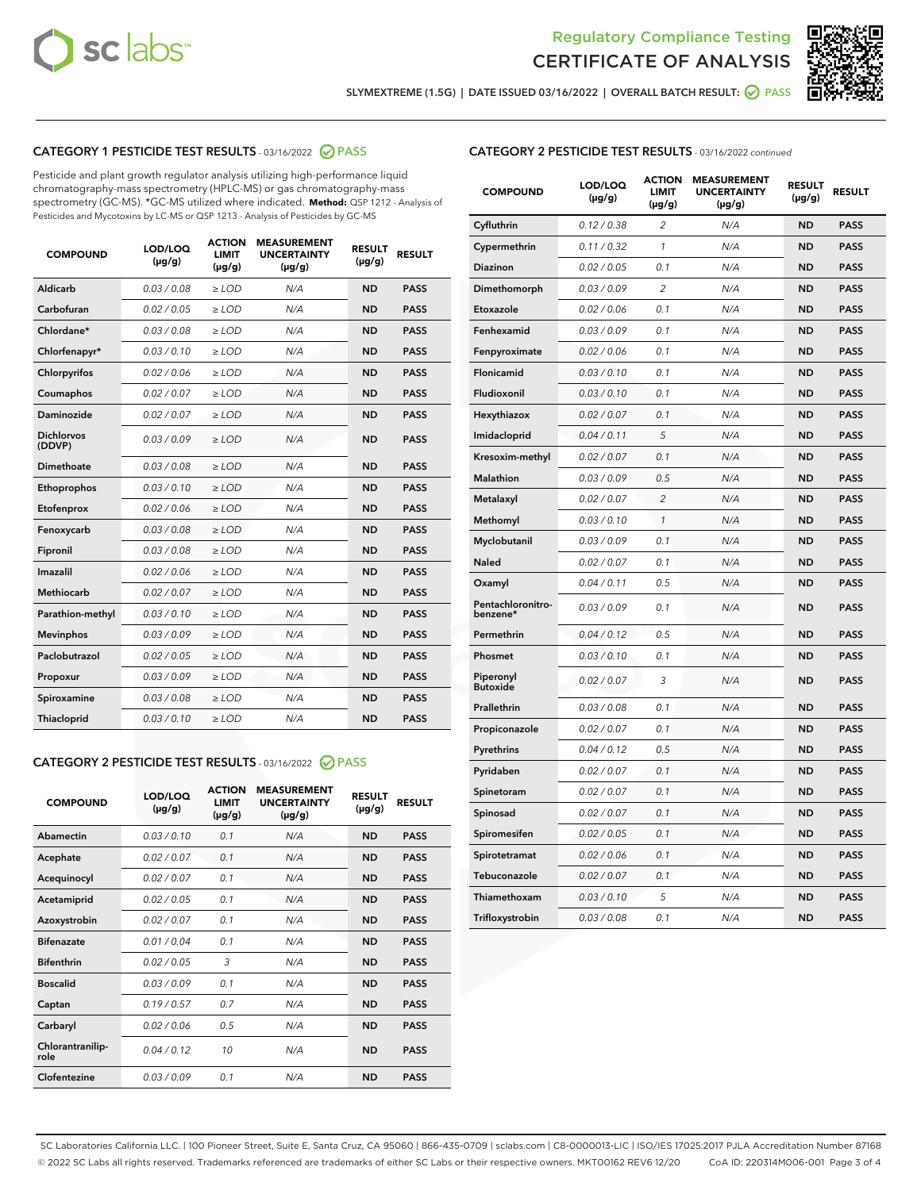Regulatory Compliance Testing

# CERTIFICATE OF ANALYSIS

SLYMEXTREME (1.5G) | DATE ISSUED 03/16/2022 | OVERALL BATCH RESULT: PASS

## CATEGORY 1 PESTICIDE TEST RESULTS - 03/16/2022 PASS

Pesticide and plant growth regulator analysis utilizing high-performance liquid chromatography-mass spectrometry (HPLC-MS) or gas chromatography-mass spectrometry (GC-MS). *GC-MS utilized where indicated. **Method:** QSP 1212 - Analysis of Pesticides and Mycotoxins by LC-MS or QSP 1213 - Analysis of Pesticides by GC-MS

| COMPOUND | LOD/LOQ (µg/g) | ACTION LIMIT (µg/g) | MEASUREMENT UNCERTAINTY (µg/g) | RESULT (µg/g) | RESULT |
|---|---|---|---|---|---|
| Aldicarb | 0.03 / 0.08 | ≥ LOD | N/A | ND | PASS |
| Carbofuran | 0.02 / 0.05 | ≥ LOD | N/A | ND | PASS |
| Chlordane* | 0.03 / 0.08 | ≥ LOD | N/A | ND | PASS |
| Chlorfenapyr* | 0.03 / 0.10 | ≥ LOD | N/A | ND | PASS |
| Chlorpyrifos | 0.02 / 0.06 | ≥ LOD | N/A | ND | PASS |
| Coumaphos | 0.02 / 0.07 | ≥ LOD | N/A | ND | PASS |
| Daminozide | 0.02 / 0.07 | ≥ LOD | N/A | ND | PASS |
| Dichlorvos (DDVP) | 0.03 / 0.09 | ≥ LOD | N/A | ND | PASS |
| Dimethoate | 0.03 / 0.08 | ≥ LOD | N/A | ND | PASS |
| Ethoprophos | 0.03 / 0.10 | ≥ LOD | N/A | ND | PASS |
| Etofenprox | 0.02 / 0.06 | ≥ LOD | N/A | ND | PASS |
| Fenoxycarb | 0.03 / 0.08 | ≥ LOD | N/A | ND | PASS |
| Fipronil | 0.03 / 0.08 | ≥ LOD | N/A | ND | PASS |
| Imazalil | 0.02 / 0.06 | ≥ LOD | N/A | ND | PASS |
| Methiocarb | 0.02 / 0.07 | ≥ LOD | N/A | ND | PASS |
| Parathion-methyl | 0.03 / 0.10 | ≥ LOD | N/A | ND | PASS |
| Mevinphos | 0.03 / 0.09 | ≥ LOD | N/A | ND | PASS |
| Paclobutrazol | 0.02 / 0.05 | ≥ LOD | N/A | ND | PASS |
| Propoxur | 0.03 / 0.09 | ≥ LOD | N/A | ND | PASS |
| Spiroxamine | 0.03 / 0.08 | ≥ LOD | N/A | ND | PASS |
| Thiacloprid | 0.03 / 0.10 | ≥ LOD | N/A | ND | PASS |

## CATEGORY 2 PESTICIDE TEST RESULTS - 03/16/2022 PASS

| COMPOUND | LOD/LOQ (µg/g) | ACTION LIMIT (µg/g) | MEASUREMENT UNCERTAINTY (µg/g) | RESULT (µg/g) | RESULT |
|---|---|---|---|---|---|
| Abamectin | 0.03 / 0.10 | 0.1 | N/A | ND | PASS |
| Acephate | 0.02 / 0.07 | 0.1 | N/A | ND | PASS |
| Acequinocyl | 0.02 / 0.07 | 0.1 | N/A | ND | PASS |
| Acetamiprid | 0.02 / 0.05 | 0.1 | N/A | ND | PASS |
| Azoxystrobin | 0.02 / 0.07 | 0.1 | N/A | ND | PASS |
| Bifenazate | 0.01 / 0.04 | 0.1 | N/A | ND | PASS |
| Bifenthrin | 0.02 / 0.05 | 3 | N/A | ND | PASS |
| Boscalid | 0.03 / 0.09 | 0.1 | N/A | ND | PASS |
| Captan | 0.19 / 0.57 | 0.7 | N/A | ND | PASS |
| Carbaryl | 0.02 / 0.06 | 0.5 | N/A | ND | PASS |
| Chlorantraniliprole | 0.04 / 0.12 | 10 | N/A | ND | PASS |
| Clofentezine | 0.03 / 0.09 | 0.1 | N/A | ND | PASS |
| Cyfluthrin | 0.12 / 0.38 | 2 | N/A | ND | PASS |
| Cypermethrin | 0.11 / 0.32 | 1 | N/A | ND | PASS |
| Diazinon | 0.02 / 0.05 | 0.1 | N/A | ND | PASS |
| Dimethomorph | 0.03 / 0.09 | 2 | N/A | ND | PASS |
| Etoxazole | 0.02 / 0.06 | 0.1 | N/A | ND | PASS |
| Fenhexamid | 0.03 / 0.09 | 0.1 | N/A | ND | PASS |
| Fenpyroximate | 0.02 / 0.06 | 0.1 | N/A | ND | PASS |
| Flonicamid | 0.03 / 0.10 | 0.1 | N/A | ND | PASS |
| Fludioxonil | 0.03 / 0.10 | 0.1 | N/A | ND | PASS |
| Hexythiazox | 0.02 / 0.07 | 0.1 | N/A | ND | PASS |
| Imidacloprid | 0.04 / 0.11 | 5 | N/A | ND | PASS |
| Kresoxim-methyl | 0.02 / 0.07 | 0.1 | N/A | ND | PASS |
| Malathion | 0.03 / 0.09 | 0.5 | N/A | ND | PASS |
| Metalaxyl | 0.02 / 0.07 | 2 | N/A | ND | PASS |
| Methomyl | 0.03 / 0.10 | 1 | N/A | ND | PASS |
| Myclobutanil | 0.03 / 0.09 | 0.1 | N/A | ND | PASS |
| Naled | 0.02 / 0.07 | 0.1 | N/A | ND | PASS |
| Oxamyl | 0.04 / 0.11 | 0.5 | N/A | ND | PASS |
| Pentachloronitrobenzene* | 0.03 / 0.09 | 0.1 | N/A | ND | PASS |
| Permethrin | 0.04 / 0.12 | 0.5 | N/A | ND | PASS |
| Phosmet | 0.03 / 0.10 | 0.1 | N/A | ND | PASS |
| Piperonyl Butoxide | 0.02 / 0.07 | 3 | N/A | ND | PASS |
| Prallethrin | 0.03 / 0.08 | 0.1 | N/A | ND | PASS |
| Propiconazole | 0.02 / 0.07 | 0.1 | N/A | ND | PASS |
| Pyrethrins | 0.04 / 0.12 | 0.5 | N/A | ND | PASS |
| Pyridaben | 0.02 / 0.07 | 0.1 | N/A | ND | PASS |
| Spinetoram | 0.02 / 0.07 | 0.1 | N/A | ND | PASS |
| Spinosad | 0.02 / 0.07 | 0.1 | N/A | ND | PASS |
| Spiromesifen | 0.02 / 0.05 | 0.1 | N/A | ND | PASS |
| Spirotetramat | 0.02 / 0.06 | 0.1 | N/A | ND | PASS |
| Tebuconazole | 0.02 / 0.07 | 0.1 | N/A | ND | PASS |
| Thiamethoxam | 0.03 / 0.10 | 5 | N/A | ND | PASS |
| Trifloxystrobin | 0.03 / 0.08 | 0.1 | N/A | ND | PASS |

SC Laboratories California LLC. | 100 Pioneer Street, Suite E, Santa Cruz, CA 95060 | 866-435-0709 | sclabs.com | C8-0000013-LIC | ISO/IES 17025:2017 PJLA Accreditation Number 87168
© 2022 SC Labs all rights reserved. Trademarks referenced are trademarks of either SC Labs or their respective owners. MKT00162 REV6 12/20 CoA ID: 220314M006-001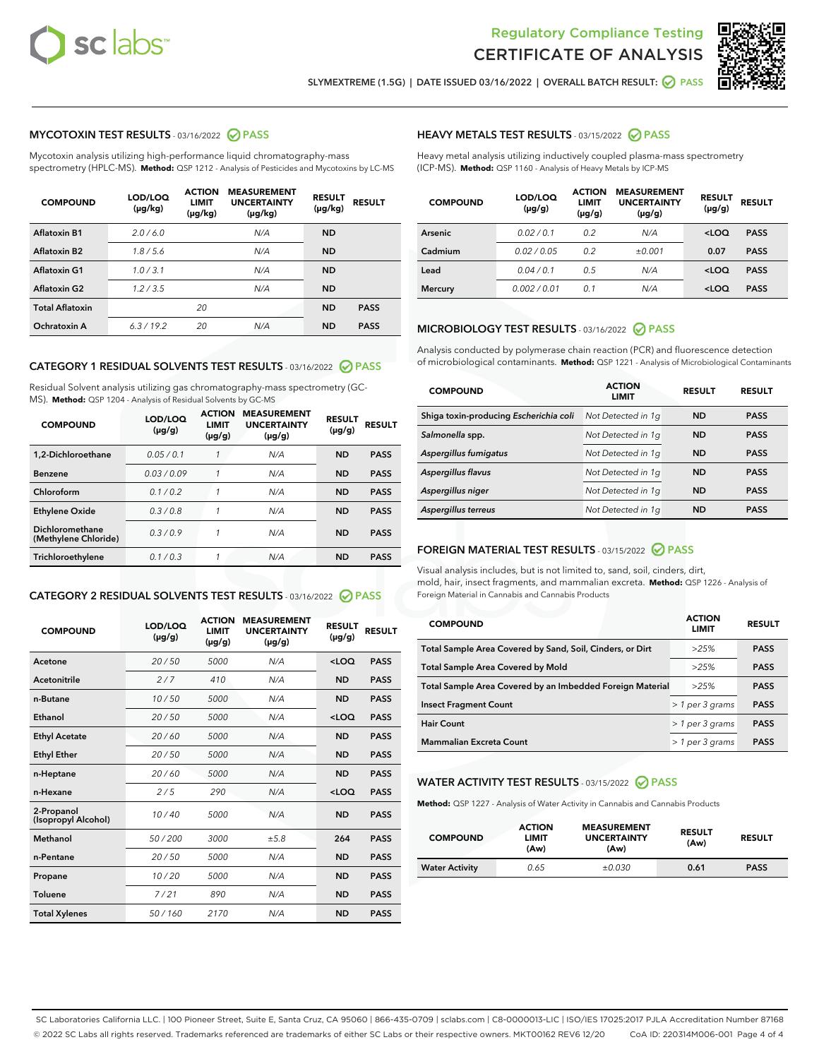Regulatory Compliance Testing
# CERTIFICATE OF ANALYSIS

SLYMEXTREME (1.5G) | DATE ISSUED 03/16/2022 | OVERALL BATCH RESULT: PASS

## MYCOTOXIN TEST RESULTS - 03/16/2022 PASS

Mycotoxin analysis utilizing high-performance liquid chromatography-mass spectrometry (HPLC-MS). **Method:** QSP 1212 - Analysis of Pesticides and Mycotoxins by LC-MS

| COMPOUND | LOD/LOQ (μg/kg) | ACTION LIMIT (μg/kg) | MEASUREMENT UNCERTAINTY (μg/kg) | RESULT (μg/kg) | RESULT |
|---|---|---|---|---|---|
| Aflatoxin B1 | 2.0 / 6.0 | | N/A | ND | |
| Aflatoxin B2 | 1.8 / 5.6 | | N/A | ND | |
| Aflatoxin G1 | 1.0 / 3.1 | | N/A | ND | |
| Aflatoxin G2 | 1.2 / 3.5 | | N/A | ND | |
| Total Aflatoxin | | 20 | | ND | PASS |
| Ochratoxin A | 6.3 / 19.2 | 20 | N/A | ND | PASS |

## CATEGORY 1 RESIDUAL SOLVENTS TEST RESULTS - 03/16/2022 PASS

Residual Solvent analysis utilizing gas chromatography-mass spectrometry (GC-MS). **Method:** QSP 1204 - Analysis of Residual Solvents by GC-MS

| COMPOUND | LOD/LOQ (μg/g) | ACTION LIMIT (μg/g) | MEASUREMENT UNCERTAINTY (μg/g) | RESULT (μg/g) | RESULT |
|---|---|---|---|---|---|
| 1,2-Dichloroethane | 0.05 / 0.1 | 1 | N/A | ND | PASS |
| Benzene | 0.03 / 0.09 | 1 | N/A | ND | PASS |
| Chloroform | 0.1 / 0.2 | 1 | N/A | ND | PASS |
| Ethylene Oxide | 0.3 / 0.8 | 1 | N/A | ND | PASS |
| Dichloromethane (Methylene Chloride) | 0.3 / 0.9 | 1 | N/A | ND | PASS |
| Trichloroethylene | 0.1 / 0.3 | 1 | N/A | ND | PASS |

## CATEGORY 2 RESIDUAL SOLVENTS TEST RESULTS - 03/16/2022 PASS

| COMPOUND | LOD/LOQ (μg/g) | ACTION LIMIT (μg/g) | MEASUREMENT UNCERTAINTY (μg/g) | RESULT (μg/g) | RESULT |
|---|---|---|---|---|---|
| Acetone | 20 / 50 | 5000 | N/A | <LOQ | PASS |
| Acetonitrile | 2 / 7 | 410 | N/A | ND | PASS |
| n-Butane | 10 / 50 | 5000 | N/A | ND | PASS |
| Ethanol | 20 / 50 | 5000 | N/A | <LOQ | PASS |
| Ethyl Acetate | 20 / 60 | 5000 | N/A | ND | PASS |
| Ethyl Ether | 20 / 50 | 5000 | N/A | ND | PASS |
| n-Heptane | 20 / 60 | 5000 | N/A | ND | PASS |
| n-Hexane | 2 / 5 | 290 | N/A | <LOQ | PASS |
| 2-Propanol (Isopropyl Alcohol) | 10 / 40 | 5000 | N/A | ND | PASS |
| Methanol | 50 / 200 | 3000 | ±5.8 | 264 | PASS |
| n-Pentane | 20 / 50 | 5000 | N/A | ND | PASS |
| Propane | 10 / 20 | 5000 | N/A | ND | PASS |
| Toluene | 7 / 21 | 890 | N/A | ND | PASS |
| Total Xylenes | 50 / 160 | 2170 | N/A | ND | PASS |

## HEAVY METALS TEST RESULTS - 03/15/2022 PASS

Heavy metal analysis utilizing inductively coupled plasma-mass spectrometry (ICP-MS). **Method:** QSP 1160 - Analysis of Heavy Metals by ICP-MS

| COMPOUND | LOD/LOQ (μg/g) | ACTION LIMIT (μg/g) | MEASUREMENT UNCERTAINTY (μg/g) | RESULT (μg/g) | RESULT |
|---|---|---|---|---|---|
| Arsenic | 0.02 / 0.1 | 0.2 | N/A | <LOQ | PASS |
| Cadmium | 0.02 / 0.05 | 0.2 | ±0.001 | 0.07 | PASS |
| Lead | 0.04 / 0.1 | 0.5 | N/A | <LOQ | PASS |
| Mercury | 0.002 / 0.01 | 0.1 | N/A | <LOQ | PASS |

## MICROBIOLOGY TEST RESULTS - 03/16/2022 PASS

Analysis conducted by polymerase chain reaction (PCR) and fluorescence detection of microbiological contaminants. **Method:** QSP 1221 - Analysis of Microbiological Contaminants

| COMPOUND | ACTION LIMIT | RESULT | RESULT |
|---|---|---|---|
| Shiga toxin-producing *Escherichia coli* | Not Detected in 1g | ND | PASS |
| *Salmonella* spp. | Not Detected in 1g | ND | PASS |
| *Aspergillus fumigatus* | Not Detected in 1g | ND | PASS |
| *Aspergillus flavus* | Not Detected in 1g | ND | PASS |
| *Aspergillus niger* | Not Detected in 1g | ND | PASS |
| *Aspergillus terreus* | Not Detected in 1g | ND | PASS |

## FOREIGN MATERIAL TEST RESULTS - 03/15/2022 PASS

Visual analysis includes, but is not limited to, sand, soil, cinders, dirt, mold, hair, insect fragments, and mammalian excreta. **Method:** QSP 1226 - Analysis of Foreign Material in Cannabis and Cannabis Products

| COMPOUND | ACTION LIMIT | RESULT |
|---|---|---|
| Total Sample Area Covered by Sand, Soil, Cinders, or Dirt | >25% | PASS |
| Total Sample Area Covered by Mold | >25% | PASS |
| Total Sample Area Covered by an Imbedded Foreign Material | >25% | PASS |
| Insect Fragment Count | > 1 per 3 grams | PASS |
| Hair Count | > 1 per 3 grams | PASS |
| Mammalian Excreta Count | > 1 per 3 grams | PASS |

## WATER ACTIVITY TEST RESULTS - 03/15/2022 PASS

**Method:** QSP 1227 - Analysis of Water Activity in Cannabis and Cannabis Products

| COMPOUND | ACTION LIMIT (Aw) | MEASUREMENT UNCERTAINTY (Aw) | RESULT (Aw) | RESULT |
|---|---|---|---|---|
| Water Activity | 0.65 | ±0.030 | 0.61 | PASS |

SC Laboratories California LLC. | 100 Pioneer Street, Suite E, Santa Cruz, CA 95060 | 866-435-0709 | sclabs.com | C8-0000013-LIC | ISO/IES 17025:2017 PJLA Accreditation Number 87168
© 2022 SC Labs all rights reserved. Trademarks referenced are trademarks of either SC Labs or their respective owners. MKT00162 REV6 12/20 CoA ID: 220314M006-001